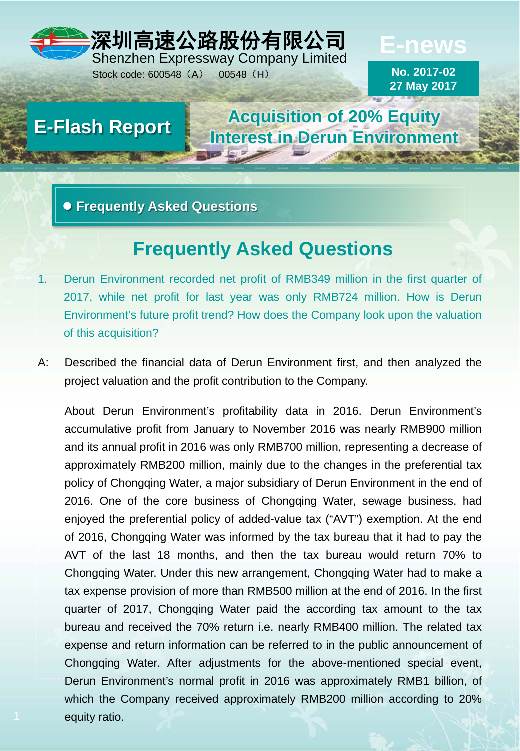深圳高速公路股份有限公司
Shenzhen Expressway Company Limited
Stock code: 600548（A） 00548（H）

**E-news**

No. 2017-02
27 May 2017

# E-Flash Report

## Acquisition of 20% Equity Interest in Derun Environment

● **Frequently Asked Questions**

## Frequently Asked Questions

1. Derun Environment recorded net profit of RMB349 million in the first quarter of 2017, while net profit for last year was only RMB724 million. How is Derun Environment's future profit trend? How does the Company look upon the valuation of this acquisition?

A: Described the financial data of Derun Environment first, and then analyzed the project valuation and the profit contribution to the Company.

About Derun Environment's profitability data in 2016. Derun Environment's accumulative profit from January to November 2016 was nearly RMB900 million and its annual profit in 2016 was only RMB700 million, representing a decrease of approximately RMB200 million, mainly due to the changes in the preferential tax policy of Chongqing Water, a major subsidiary of Derun Environment in the end of 2016. One of the core business of Chongqing Water, sewage business, had enjoyed the preferential policy of added-value tax ("AVT") exemption. At the end of 2016, Chongqing Water was informed by the tax bureau that it had to pay the AVT of the last 18 months, and then the tax bureau would return 70% to Chongqing Water. Under this new arrangement, Chongqing Water had to make a tax expense provision of more than RMB500 million at the end of 2016. In the first quarter of 2017, Chongqing Water paid the according tax amount to the tax bureau and received the 70% return i.e. nearly RMB400 million. The related tax expense and return information can be referred to in the public announcement of Chongqing Water. After adjustments for the above-mentioned special event, Derun Environment's normal profit in 2016 was approximately RMB1 billion, of which the Company received approximately RMB200 million according to 20% equity ratio.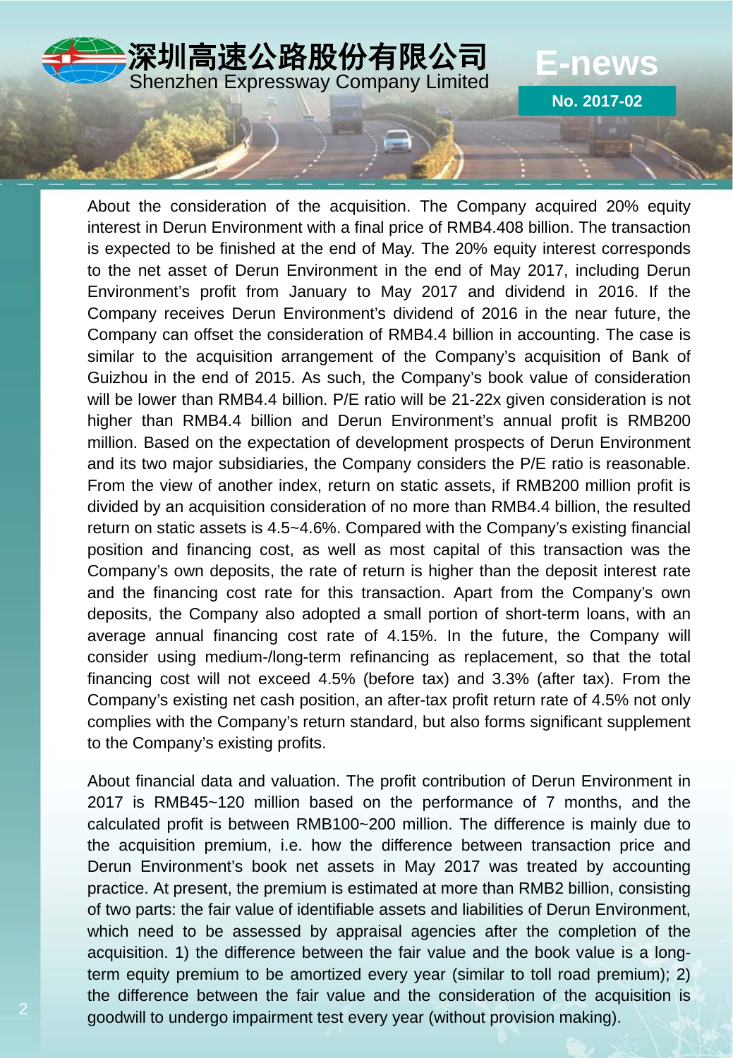About the consideration of the acquisition. The Company acquired 20% equity interest in Derun Environment with a final price of RMB4.408 billion. The transaction is expected to be finished at the end of May. The 20% equity interest corresponds to the net asset of Derun Environment in the end of May 2017, including Derun Environment's profit from January to May 2017 and dividend in 2016. If the Company receives Derun Environment's dividend of 2016 in the near future, the Company can offset the consideration of RMB4.4 billion in accounting. The case is similar to the acquisition arrangement of the Company's acquisition of Bank of Guizhou in the end of 2015. As such, the Company's book value of consideration will be lower than RMB4.4 billion. P/E ratio will be 21-22x given consideration is not higher than RMB4.4 billion and Derun Environment's annual profit is RMB200 million. Based on the expectation of development prospects of Derun Environment and its two major subsidiaries, the Company considers the P/E ratio is reasonable. From the view of another index, return on static assets, if RMB200 million profit is divided by an acquisition consideration of no more than RMB4.4 billion, the resulted return on static assets is 4.5~4.6%. Compared with the Company's existing financial position and financing cost, as well as most capital of this transaction was the Company's own deposits, the rate of return is higher than the deposit interest rate and the financing cost rate for this transaction. Apart from the Company's own deposits, the Company also adopted a small portion of short-term loans, with an average annual financing cost rate of 4.15%. In the future, the Company will consider using medium-/long-term refinancing as replacement, so that the total financing cost will not exceed 4.5% (before tax) and 3.3% (after tax). From the Company's existing net cash position, an after-tax profit return rate of 4.5% not only complies with the Company's return standard, but also forms significant supplement to the Company's existing profits.

About financial data and valuation. The profit contribution of Derun Environment in 2017 is RMB45~120 million based on the performance of 7 months, and the calculated profit is between RMB100~200 million. The difference is mainly due to the acquisition premium, i.e. how the difference between transaction price and Derun Environment's book net assets in May 2017 was treated by accounting practice. At present, the premium is estimated at more than RMB2 billion, consisting of two parts: the fair value of identifiable assets and liabilities of Derun Environment, which need to be assessed by appraisal agencies after the completion of the acquisition. 1) the difference between the fair value and the book value is a long-term equity premium to be amortized every year (similar to toll road premium); 2) the difference between the fair value and the consideration of the acquisition is goodwill to undergo impairment test every year (without provision making).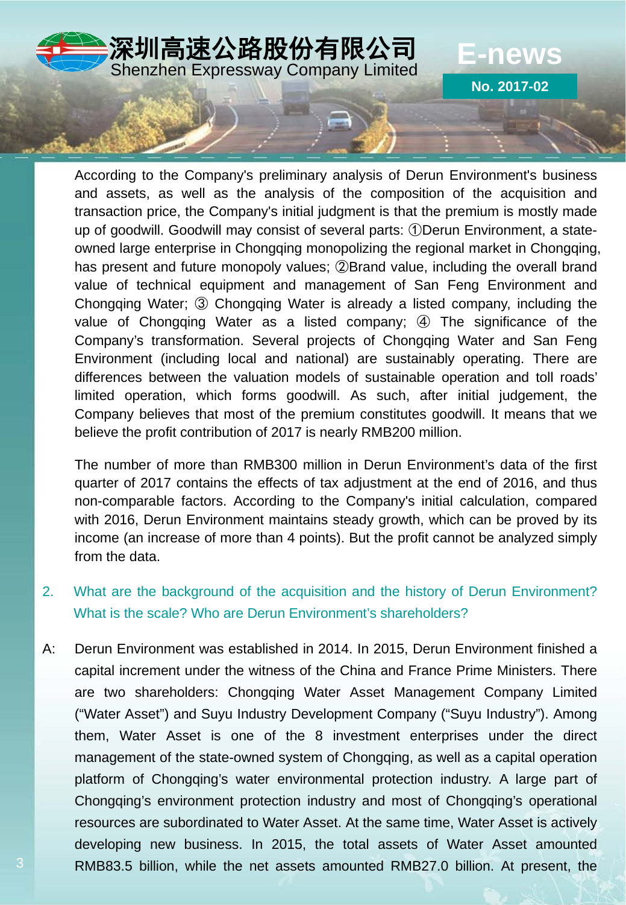According to the Company's preliminary analysis of Derun Environment's business and assets, as well as the analysis of the composition of the acquisition and transaction price, the Company's initial judgment is that the premium is mostly made up of goodwill. Goodwill may consist of several parts: ①Derun Environment, a state-owned large enterprise in Chongqing monopolizing the regional market in Chongqing, has present and future monopoly values; ②Brand value, including the overall brand value of technical equipment and management of San Feng Environment and Chongqing Water; ③ Chongqing Water is already a listed company, including the value of Chongqing Water as a listed company; ④ The significance of the Company's transformation. Several projects of Chongqing Water and San Feng Environment (including local and national) are sustainably operating. There are differences between the valuation models of sustainable operation and toll roads' limited operation, which forms goodwill. As such, after initial judgement, the Company believes that most of the premium constitutes goodwill. It means that we believe the profit contribution of 2017 is nearly RMB200 million.

The number of more than RMB300 million in Derun Environment's data of the first quarter of 2017 contains the effects of tax adjustment at the end of 2016, and thus non-comparable factors. According to the Company's initial calculation, compared with 2016, Derun Environment maintains steady growth, which can be proved by its income (an increase of more than 4 points). But the profit cannot be analyzed simply from the data.

2. What are the background of the acquisition and the history of Derun Environment? What is the scale? Who are Derun Environment's shareholders?

A: Derun Environment was established in 2014. In 2015, Derun Environment finished a capital increment under the witness of the China and France Prime Ministers. There are two shareholders: Chongqing Water Asset Management Company Limited ("Water Asset") and Suyu Industry Development Company ("Suyu Industry"). Among them, Water Asset is one of the 8 investment enterprises under the direct management of the state-owned system of Chongqing, as well as a capital operation platform of Chongqing's water environmental protection industry. A large part of Chongqing's environment protection industry and most of Chongqing's operational resources are subordinated to Water Asset. At the same time, Water Asset is actively developing new business. In 2015, the total assets of Water Asset amounted RMB83.5 billion, while the net assets amounted RMB27.0 billion. At present, the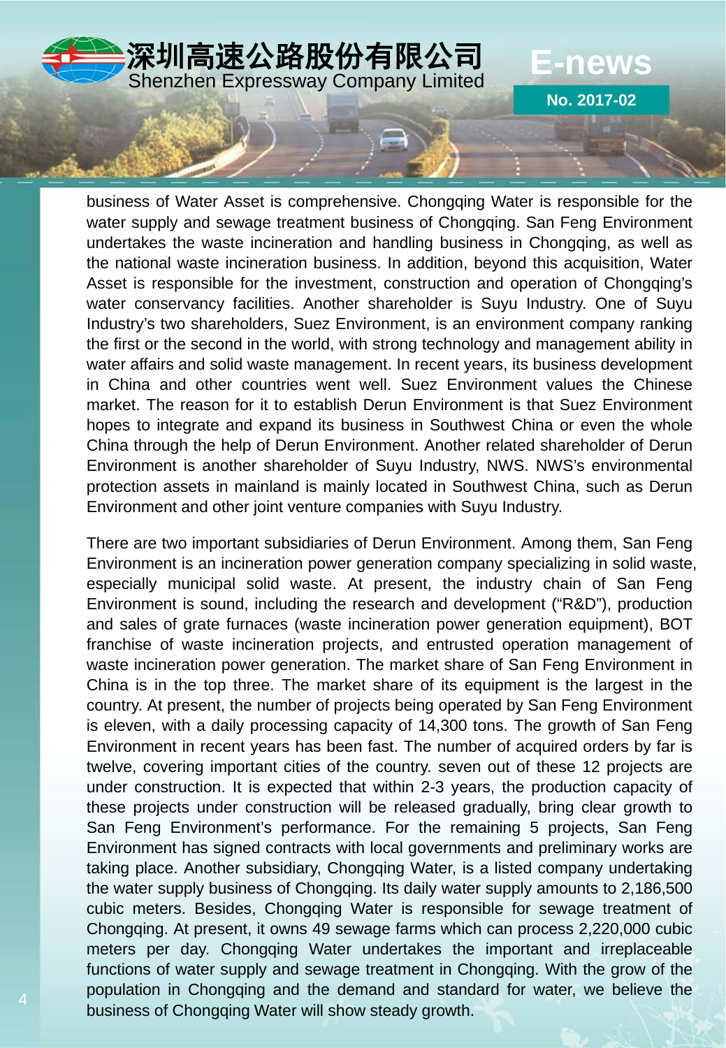business of Water Asset is comprehensive. Chongqing Water is responsible for the water supply and sewage treatment business of Chongqing. San Feng Environment undertakes the waste incineration and handling business in Chongqing, as well as the national waste incineration business. In addition, beyond this acquisition, Water Asset is responsible for the investment, construction and operation of Chongqing's water conservancy facilities. Another shareholder is Suyu Industry. One of Suyu Industry's two shareholders, Suez Environment, is an environment company ranking the first or the second in the world, with strong technology and management ability in water affairs and solid waste management. In recent years, its business development in China and other countries went well. Suez Environment values the Chinese market. The reason for it to establish Derun Environment is that Suez Environment hopes to integrate and expand its business in Southwest China or even the whole China through the help of Derun Environment. Another related shareholder of Derun Environment is another shareholder of Suyu Industry, NWS. NWS's environmental protection assets in mainland is mainly located in Southwest China, such as Derun Environment and other joint venture companies with Suyu Industry.

There are two important subsidiaries of Derun Environment. Among them, San Feng Environment is an incineration power generation company specializing in solid waste, especially municipal solid waste. At present, the industry chain of San Feng Environment is sound, including the research and development ("R&D"), production and sales of grate furnaces (waste incineration power generation equipment), BOT franchise of waste incineration projects, and entrusted operation management of waste incineration power generation. The market share of San Feng Environment in China is in the top three. The market share of its equipment is the largest in the country. At present, the number of projects being operated by San Feng Environment is eleven, with a daily processing capacity of 14,300 tons. The growth of San Feng Environment in recent years has been fast. The number of acquired orders by far is twelve, covering important cities of the country. seven out of these 12 projects are under construction. It is expected that within 2-3 years, the production capacity of these projects under construction will be released gradually, bring clear growth to San Feng Environment's performance. For the remaining 5 projects, San Feng Environment has signed contracts with local governments and preliminary works are taking place. Another subsidiary, Chongqing Water, is a listed company undertaking the water supply business of Chongqing. Its daily water supply amounts to 2,186,500 cubic meters. Besides, Chongqing Water is responsible for sewage treatment of Chongqing. At present, it owns 49 sewage farms which can process 2,220,000 cubic meters per day. Chongqing Water undertakes the important and irreplaceable functions of water supply and sewage treatment in Chongqing. With the grow of the population in Chongqing and the demand and standard for water, we believe the business of Chongqing Water will show steady growth.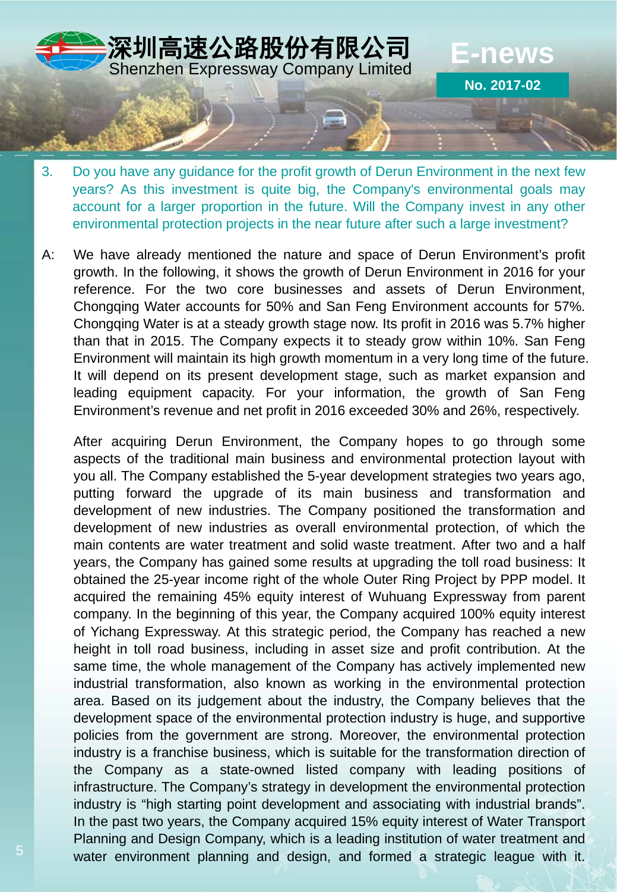3. Do you have any guidance for the profit growth of Derun Environment in the next few years? As this investment is quite big, the Company's environmental goals may account for a larger proportion in the future. Will the Company invest in any other environmental protection projects in the near future after such a large investment?

A: We have already mentioned the nature and space of Derun Environment's profit growth. In the following, it shows the growth of Derun Environment in 2016 for your reference. For the two core businesses and assets of Derun Environment, Chongqing Water accounts for 50% and San Feng Environment accounts for 57%. Chongqing Water is at a steady growth stage now. Its profit in 2016 was 5.7% higher than that in 2015. The Company expects it to steady grow within 10%. San Feng Environment will maintain its high growth momentum in a very long time of the future. It will depend on its present development stage, such as market expansion and leading equipment capacity. For your information, the growth of San Feng Environment's revenue and net profit in 2016 exceeded 30% and 26%, respectively.

After acquiring Derun Environment, the Company hopes to go through some aspects of the traditional main business and environmental protection layout with you all. The Company established the 5-year development strategies two years ago, putting forward the upgrade of its main business and transformation and development of new industries. The Company positioned the transformation and development of new industries as overall environmental protection, of which the main contents are water treatment and solid waste treatment. After two and a half years, the Company has gained some results at upgrading the toll road business: It obtained the 25-year income right of the whole Outer Ring Project by PPP model. It acquired the remaining 45% equity interest of Wuhuang Expressway from parent company. In the beginning of this year, the Company acquired 100% equity interest of Yichang Expressway. At this strategic period, the Company has reached a new height in toll road business, including in asset size and profit contribution. At the same time, the whole management of the Company has actively implemented new industrial transformation, also known as working in the environmental protection area. Based on its judgement about the industry, the Company believes that the development space of the environmental protection industry is huge, and supportive policies from the government are strong. Moreover, the environmental protection industry is a franchise business, which is suitable for the transformation direction of the Company as a state-owned listed company with leading positions of infrastructure. The Company's strategy in development the environmental protection industry is "high starting point development and associating with industrial brands". In the past two years, the Company acquired 15% equity interest of Water Transport Planning and Design Company, which is a leading institution of water treatment and water environment planning and design, and formed a strategic league with it.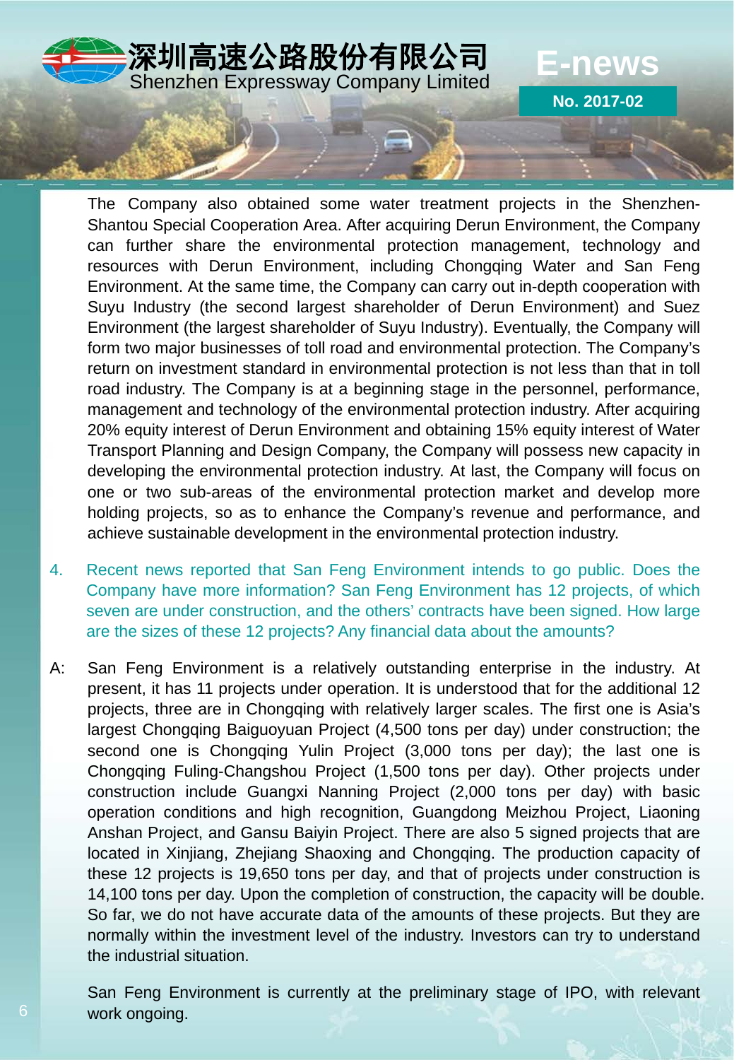The Company also obtained some water treatment projects in the Shenzhen-Shantou Special Cooperation Area. After acquiring Derun Environment, the Company can further share the environmental protection management, technology and resources with Derun Environment, including Chongqing Water and San Feng Environment. At the same time, the Company can carry out in-depth cooperation with Suyu Industry (the second largest shareholder of Derun Environment) and Suez Environment (the largest shareholder of Suyu Industry). Eventually, the Company will form two major businesses of toll road and environmental protection. The Company's return on investment standard in environmental protection is not less than that in toll road industry. The Company is at a beginning stage in the personnel, performance, management and technology of the environmental protection industry. After acquiring 20% equity interest of Derun Environment and obtaining 15% equity interest of Water Transport Planning and Design Company, the Company will possess new capacity in developing the environmental protection industry. At last, the Company will focus on one or two sub-areas of the environmental protection market and develop more holding projects, so as to enhance the Company's revenue and performance, and achieve sustainable development in the environmental protection industry.

4. Recent news reported that San Feng Environment intends to go public. Does the Company have more information? San Feng Environment has 12 projects, of which seven are under construction, and the others' contracts have been signed. How large are the sizes of these 12 projects? Any financial data about the amounts?

A: San Feng Environment is a relatively outstanding enterprise in the industry. At present, it has 11 projects under operation. It is understood that for the additional 12 projects, three are in Chongqing with relatively larger scales. The first one is Asia's largest Chongqing Baiguoyuan Project (4,500 tons per day) under construction; the second one is Chongqing Yulin Project (3,000 tons per day); the last one is Chongqing Fuling-Changshou Project (1,500 tons per day). Other projects under construction include Guangxi Nanning Project (2,000 tons per day) with basic operation conditions and high recognition, Guangdong Meizhou Project, Liaoning Anshan Project, and Gansu Baiyin Project. There are also 5 signed projects that are located in Xinjiang, Zhejiang Shaoxing and Chongqing. The production capacity of these 12 projects is 19,650 tons per day, and that of projects under construction is 14,100 tons per day. Upon the completion of construction, the capacity will be double. So far, we do not have accurate data of the amounts of these projects. But they are normally within the investment level of the industry. Investors can try to understand the industrial situation.

San Feng Environment is currently at the preliminary stage of IPO, with relevant work ongoing.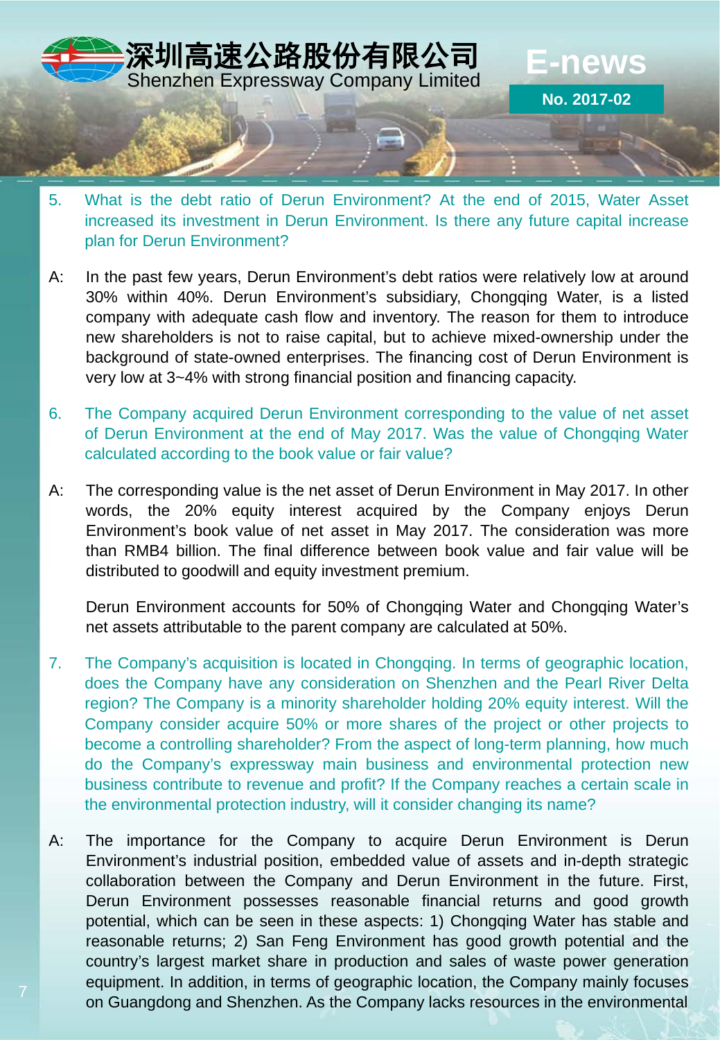5. What is the debt ratio of Derun Environment? At the end of 2015, Water Asset increased its investment in Derun Environment. Is there any future capital increase plan for Derun Environment?

A: In the past few years, Derun Environment's debt ratios were relatively low at around 30% within 40%. Derun Environment's subsidiary, Chongqing Water, is a listed company with adequate cash flow and inventory. The reason for them to introduce new shareholders is not to raise capital, but to achieve mixed-ownership under the background of state-owned enterprises. The financing cost of Derun Environment is very low at 3~4% with strong financial position and financing capacity.

6. The Company acquired Derun Environment corresponding to the value of net asset of Derun Environment at the end of May 2017. Was the value of Chongqing Water calculated according to the book value or fair value?

A: The corresponding value is the net asset of Derun Environment in May 2017. In other words, the 20% equity interest acquired by the Company enjoys Derun Environment's book value of net asset in May 2017. The consideration was more than RMB4 billion. The final difference between book value and fair value will be distributed to goodwill and equity investment premium.

Derun Environment accounts for 50% of Chongqing Water and Chongqing Water's net assets attributable to the parent company are calculated at 50%.

7. The Company's acquisition is located in Chongqing. In terms of geographic location, does the Company have any consideration on Shenzhen and the Pearl River Delta region? The Company is a minority shareholder holding 20% equity interest. Will the Company consider acquire 50% or more shares of the project or other projects to become a controlling shareholder? From the aspect of long-term planning, how much do the Company's expressway main business and environmental protection new business contribute to revenue and profit? If the Company reaches a certain scale in the environmental protection industry, will it consider changing its name?

A: The importance for the Company to acquire Derun Environment is Derun Environment's industrial position, embedded value of assets and in-depth strategic collaboration between the Company and Derun Environment in the future. First, Derun Environment possesses reasonable financial returns and good growth potential, which can be seen in these aspects: 1) Chongqing Water has stable and reasonable returns; 2) San Feng Environment has good growth potential and the country's largest market share in production and sales of waste power generation equipment. In addition, in terms of geographic location, the Company mainly focuses on Guangdong and Shenzhen. As the Company lacks resources in the environmental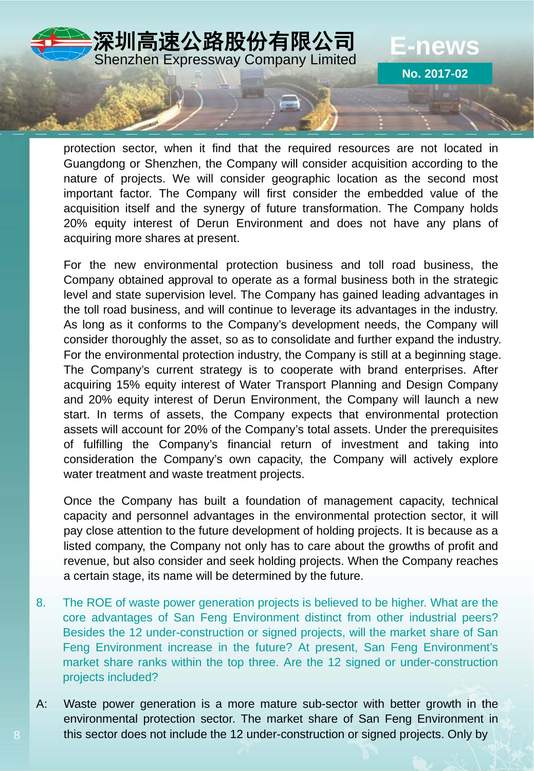protection sector, when it find that the required resources are not located in Guangdong or Shenzhen, the Company will consider acquisition according to the nature of projects. We will consider geographic location as the second most important factor. The Company will first consider the embedded value of the acquisition itself and the synergy of future transformation. The Company holds 20% equity interest of Derun Environment and does not have any plans of acquiring more shares at present.

For the new environmental protection business and toll road business, the Company obtained approval to operate as a formal business both in the strategic level and state supervision level. The Company has gained leading advantages in the toll road business, and will continue to leverage its advantages in the industry. As long as it conforms to the Company's development needs, the Company will consider thoroughly the asset, so as to consolidate and further expand the industry. For the environmental protection industry, the Company is still at a beginning stage. The Company's current strategy is to cooperate with brand enterprises. After acquiring 15% equity interest of Water Transport Planning and Design Company and 20% equity interest of Derun Environment, the Company will launch a new start. In terms of assets, the Company expects that environmental protection assets will account for 20% of the Company's total assets. Under the prerequisites of fulfilling the Company's financial return of investment and taking into consideration the Company's own capacity, the Company will actively explore water treatment and waste treatment projects.

Once the Company has built a foundation of management capacity, technical capacity and personnel advantages in the environmental protection sector, it will pay close attention to the future development of holding projects. It is because as a listed company, the Company not only has to care about the growths of profit and revenue, but also consider and seek holding projects. When the Company reaches a certain stage, its name will be determined by the future.

8. The ROE of waste power generation projects is believed to be higher. What are the core advantages of San Feng Environment distinct from other industrial peers? Besides the 12 under-construction or signed projects, will the market share of San Feng Environment increase in the future? At present, San Feng Environment's market share ranks within the top three. Are the 12 signed or under-construction projects included?

A: Waste power generation is a more mature sub-sector with better growth in the environmental protection sector. The market share of San Feng Environment in this sector does not include the 12 under-construction or signed projects. Only by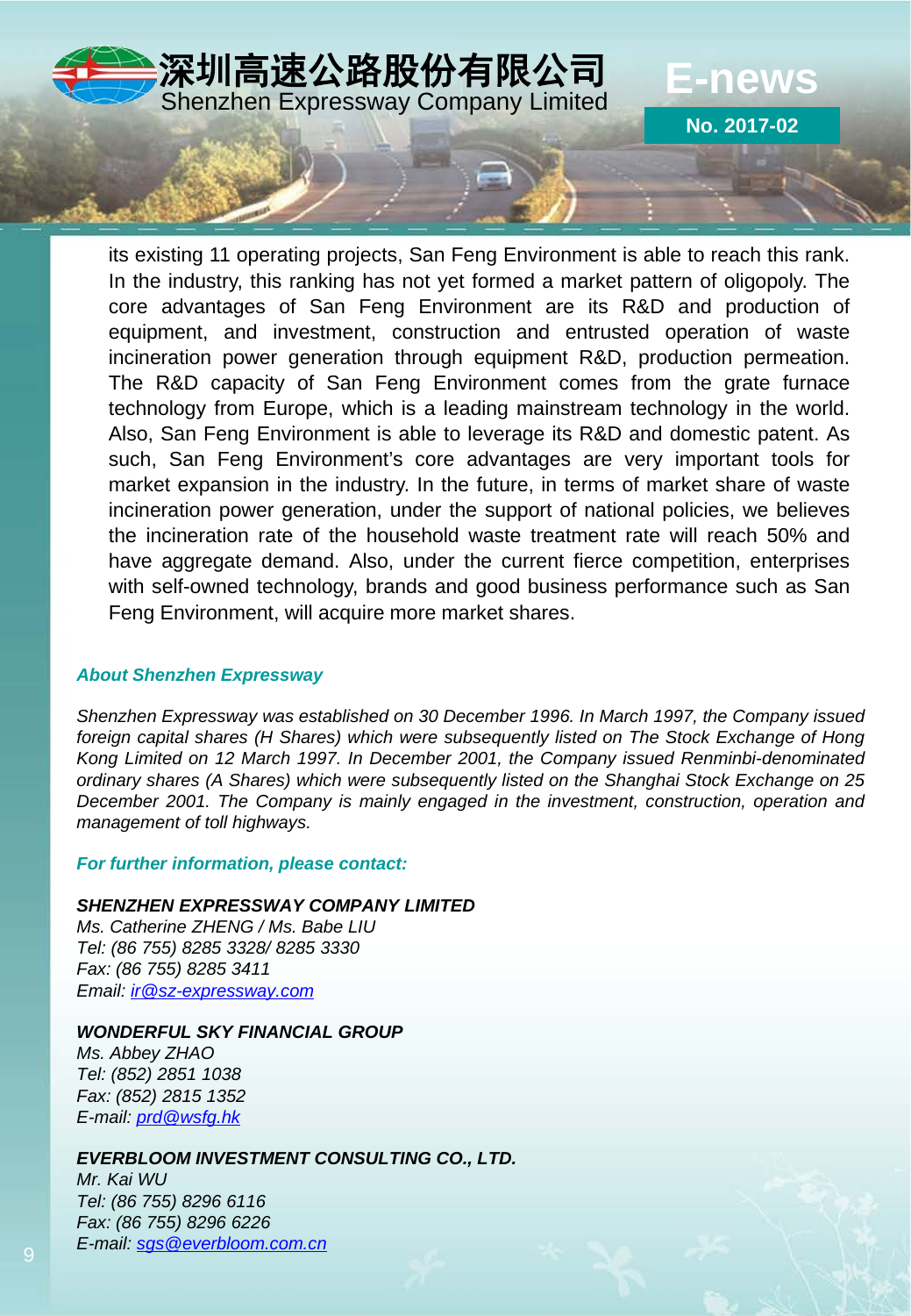its existing 11 operating projects, San Feng Environment is able to reach this rank. In the industry, this ranking has not yet formed a market pattern of oligopoly. The core advantages of San Feng Environment are its R&D and production of equipment, and investment, construction and entrusted operation of waste incineration power generation through equipment R&D, production permeation. The R&D capacity of San Feng Environment comes from the grate furnace technology from Europe, which is a leading mainstream technology in the world. Also, San Feng Environment is able to leverage its R&D and domestic patent. As such, San Feng Environment's core advantages are very important tools for market expansion in the industry. In the future, in terms of market share of waste incineration power generation, under the support of national policies, we believes the incineration rate of the household waste treatment rate will reach 50% and have aggregate demand. Also, under the current fierce competition, enterprises with self-owned technology, brands and good business performance such as San Feng Environment, will acquire more market shares.

### *About Shenzhen Expressway*

*Shenzhen Expressway was established on 30 December 1996. In March 1997, the Company issued foreign capital shares (H Shares) which were subsequently listed on The Stock Exchange of Hong Kong Limited on 12 March 1997. In December 2001, the Company issued Renminbi-denominated ordinary shares (A Shares) which were subsequently listed on the Shanghai Stock Exchange on 25 December 2001. The Company is mainly engaged in the investment, construction, operation and management of toll highways.*

### *For further information, please contact:*

***SHENZHEN EXPRESSWAY COMPANY LIMITED***
*Ms. Catherine ZHENG / Ms. Babe LIU*
*Tel: (86 755) 8285 3328/ 8285 3330*
*Fax: (86 755) 8285 3411*
*Email: ir@sz-expressway.com*

***WONDERFUL SKY FINANCIAL GROUP***
*Ms. Abbey ZHAO*
*Tel: (852) 2851 1038*
*Fax: (852) 2815 1352*
*E-mail: prd@wsfg.hk*

***EVERBLOOM INVESTMENT CONSULTING CO., LTD.***
*Mr. Kai WU*
*Tel: (86 755) 8296 6116*
*Fax: (86 755) 8296 6226*
*E-mail: sgs@everbloom.com.cn*